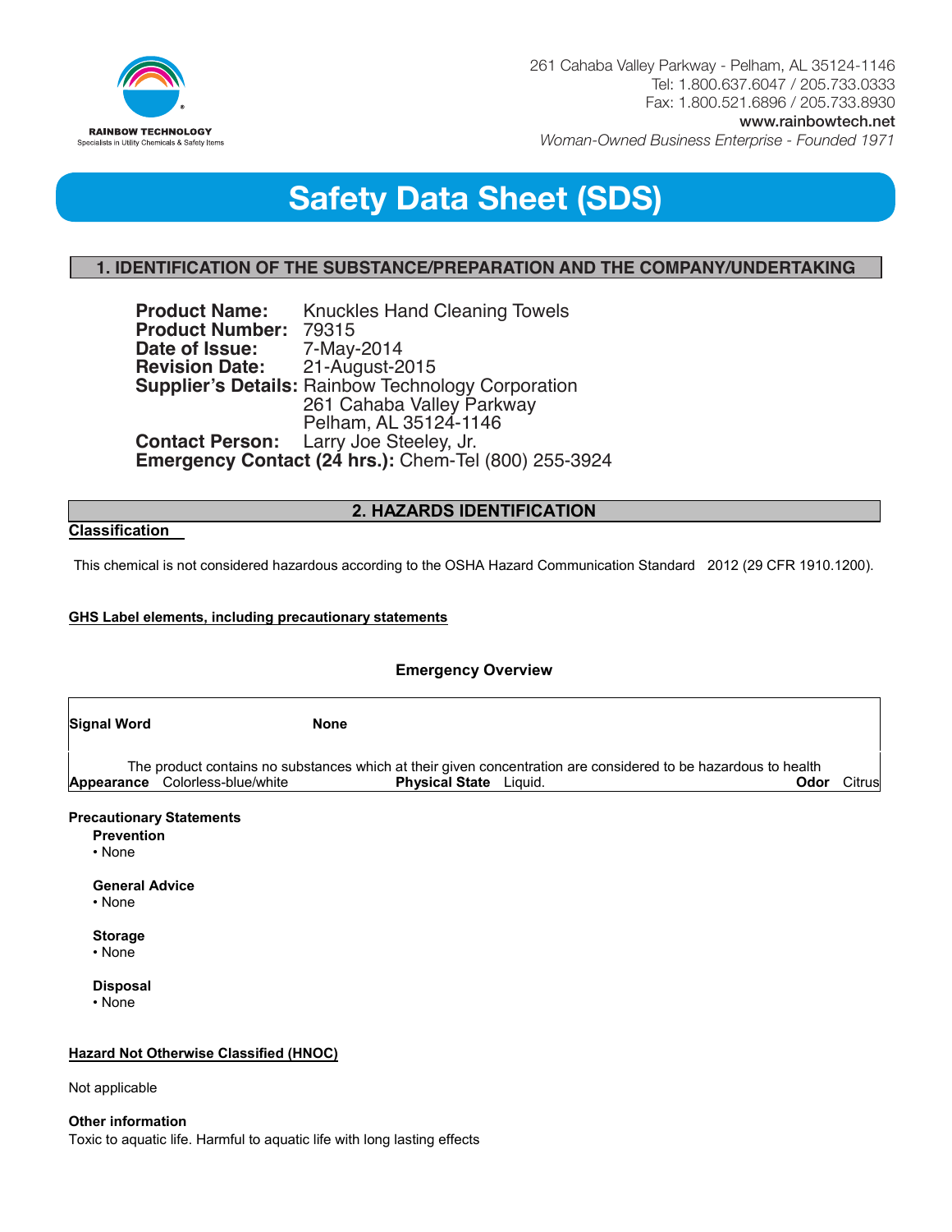RAINBOW TECHNOLOGY
Specialists in Utility Chemicals & Safety Items

261 Cahaba Valley Parkway - Pelham, AL 35124-1146
Tel: 1.800.637.6047 / 205.733.0333
Fax: 1.800.521.6896 / 205.733.8930
**www.rainbowtech.net**
*Woman-Owned Business Enterprise - Founded 1971*

# Safety Data Sheet (SDS)

## 1. IDENTIFICATION OF THE SUBSTANCE/PREPARATION AND THE COMPANY/UNDERTAKING

**Product Name:** Knuckles Hand Cleaning Towels
**Product Number:** 79315
**Date of Issue:** 7-May-2014
**Revision Date:** 21-August-2015
**Supplier's Details:** Rainbow Technology Corporation
261 Cahaba Valley Parkway
Pelham, AL 35124-1146
**Contact Person:** Larry Joe Steeley, Jr.
**Emergency Contact (24 hrs.):** Chem-Tel (800) 255-3924

## 2. HAZARDS IDENTIFICATION

**Classification**

This chemical is not considered hazardous according to the OSHA Hazard Communication Standard 2012 (29 CFR 1910.1200).

**GHS Label elements, including precautionary statements**

**Emergency Overview**

| **Signal Word** | **None** | | | | |
|---|---|---|---|---|---|
| The product contains no substances which at their given concentration are considered to be hazardous to health | | | | | |
| **Appearance** | Colorless-blue/white | **Physical State** | Liquid. | **Odor** | Citrus |

**Precautionary Statements**

**Prevention**
- None

**General Advice**
- None

**Storage**
- None

**Disposal**
- None

**Hazard Not Otherwise Classified (HNOC)**

Not applicable

**Other information**
Toxic to aquatic life. Harmful to aquatic life with long lasting effects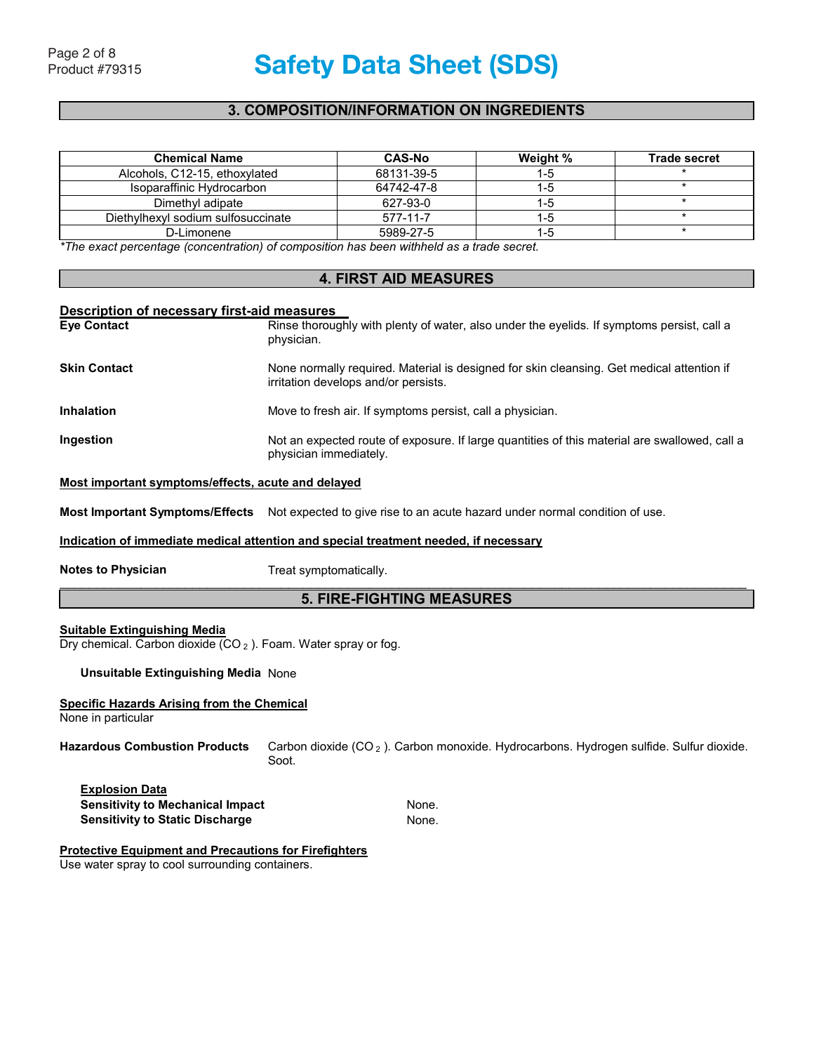## 3. COMPOSITION/INFORMATION ON INGREDIENTS

| Chemical Name | CAS-No | Weight % | Trade secret |
|---|---|---|---|
| Alcohols, C12-15, ethoxylated | 68131-39-5 | 1-5 | * |
| Isoparaffinic Hydrocarbon | 64742-47-8 | 1-5 | * |
| Dimethyl adipate | 627-93-0 | 1-5 | * |
| Diethylhexyl sodium sulfosuccinate | 577-11-7 | 1-5 | * |
| D-Limonene | 5989-27-5 | 1-5 | * |

*\*The exact percentage (concentration) of composition has been withheld as a trade secret.*

## 4. FIRST AID MEASURES

**Description of necessary first-aid measures**

**Eye Contact** Rinse thoroughly with plenty of water, also under the eyelids. If symptoms persist, call a physician.

**Skin Contact** None normally required. Material is designed for skin cleansing. Get medical attention if irritation develops and/or persists.

**Inhalation** Move to fresh air. If symptoms persist, call a physician.

**Ingestion** Not an expected route of exposure. If large quantities of this material are swallowed, call a physician immediately.

**Most important symptoms/effects, acute and delayed**

**Most Important Symptoms/Effects** Not expected to give rise to an acute hazard under normal condition of use.

**Indication of immediate medical attention and special treatment needed, if necessary**

**Notes to Physician** Treat symptomatically.

## 5. FIRE-FIGHTING MEASURES

**Suitable Extinguishing Media**

Dry chemical. Carbon dioxide ($CO_2$). Foam. Water spray or fog.

**Unsuitable Extinguishing Media** None

**Specific Hazards Arising from the Chemical**

None in particular

**Hazardous Combustion Products** Carbon dioxide ($CO_2$). Carbon monoxide. Hydrocarbons. Hydrogen sulfide. Sulfur dioxide. Soot.

**Explosion Data**

**Sensitivity to Mechanical Impact** None.

**Sensitivity to Static Discharge** None.

**Protective Equipment and Precautions for Firefighters**

Use water spray to cool surrounding containers.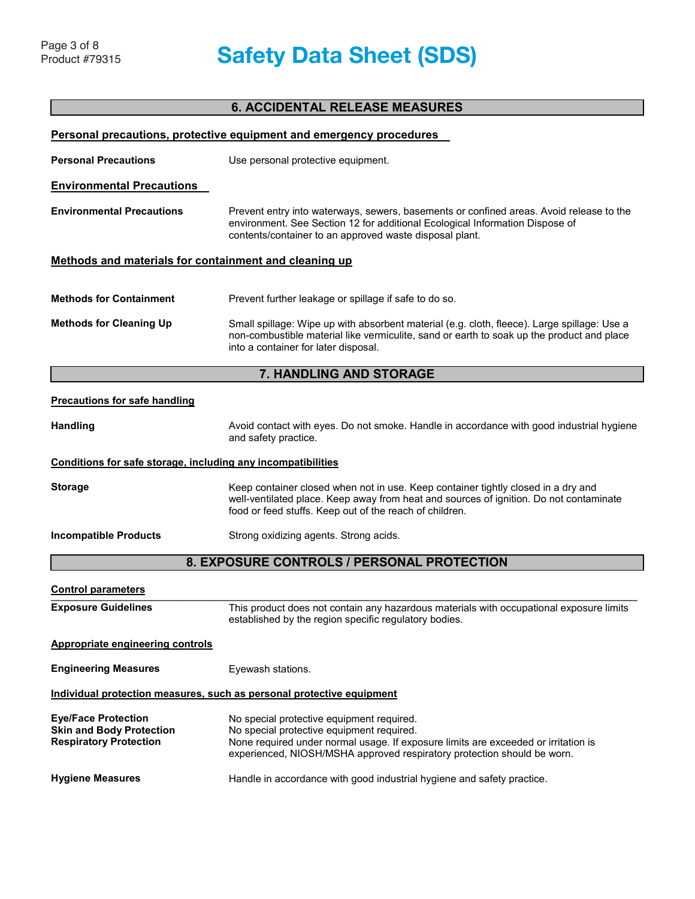## 6. ACCIDENTAL RELEASE MEASURES

**Personal precautions, protective equipment and emergency procedures**

**Personal Precautions** Use personal protective equipment.

**Environmental Precautions**

**Environmental Precautions** Prevent entry into waterways, sewers, basements or confined areas. Avoid release to the environment. See Section 12 for additional Ecological Information Dispose of contents/container to an approved waste disposal plant.

**Methods and materials for containment and cleaning up**

**Methods for Containment** Prevent further leakage or spillage if safe to do so.

**Methods for Cleaning Up** Small spillage: Wipe up with absorbent material (e.g. cloth, fleece). Large spillage: Use a non-combustible material like vermiculite, sand or earth to soak up the product and place into a container for later disposal.

## 7. HANDLING AND STORAGE

**Precautions for safe handling**

**Handling** Avoid contact with eyes. Do not smoke. Handle in accordance with good industrial hygiene and safety practice.

**Conditions for safe storage, including any incompatibilities**

**Storage** Keep container closed when not in use. Keep container tightly closed in a dry and well-ventilated place. Keep away from heat and sources of ignition. Do not contaminate food or feed stuffs. Keep out of the reach of children.

**Incompatible Products** Strong oxidizing agents. Strong acids.

## 8. EXPOSURE CONTROLS / PERSONAL PROTECTION

**Control parameters**

**Exposure Guidelines** This product does not contain any hazardous materials with occupational exposure limits established by the region specific regulatory bodies.

**Appropriate engineering controls**

**Engineering Measures** Eyewash stations.

**Individual protection measures, such as personal protective equipment**

**Eye/Face Protection** No special protective equipment required.

**Skin and Body Protection** No special protective equipment required.

**Respiratory Protection** None required under normal usage. If exposure limits are exceeded or irritation is experienced, NIOSH/MSHA approved respiratory protection should be worn.

**Hygiene Measures** Handle in accordance with good industrial hygiene and safety practice.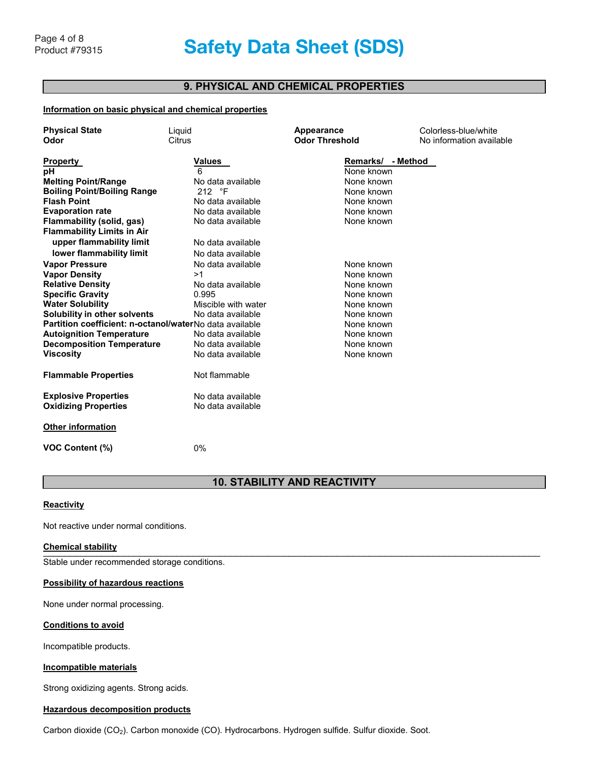## 9. PHYSICAL AND CHEMICAL PROPERTIES

**Information on basic physical and chemical properties**

| | | | |
|---|---|---|---|
| **Physical State** | Liquid | **Appearance** | Colorless-blue/white |
| **Odor** | Citrus | **Odor Threshold** | No information available |

| Property | Values | Remarks/ - Method |
|---|---|---|
| **pH** | 6 | None known |
| **Melting Point/Range** | No data available | None known |
| **Boiling Point/Boiling Range** | 212 °F | None known |
| **Flash Point** | No data available | None known |
| **Evaporation rate** | No data available | None known |
| **Flammability (solid, gas)** | No data available | None known |
| **Flammability Limits in Air** | | |
| **upper flammability limit** | No data available | |
| **lower flammability limit** | No data available | |
| **Vapor Pressure** | No data available | None known |
| **Vapor Density** | >1 | None known |
| **Relative Density** | No data available | None known |
| **Specific Gravity** | 0.995 | None known |
| **Water Solubility** | Miscible with water | None known |
| **Solubility in other solvents** | No data available | None known |
| **Partition coefficient: n-octanol/water** | No data available | None known |
| **Autoignition Temperature** | No data available | None known |
| **Decomposition Temperature** | No data available | None known |
| **Viscosity** | No data available | None known |

**Flammable Properties** Not flammable

**Explosive Properties** No data available
**Oxidizing Properties** No data available

**Other information**

**VOC Content (%)** 0%

## 10. STABILITY AND REACTIVITY

**Reactivity**

Not reactive under normal conditions.

**Chemical stability**

Stable under recommended storage conditions.

**Possibility of hazardous reactions**

None under normal processing.

**Conditions to avoid**

Incompatible products.

**Incompatible materials**

Strong oxidizing agents. Strong acids.

**Hazardous decomposition products**

Carbon dioxide ($CO_2$). Carbon monoxide (CO). Hydrocarbons. Hydrogen sulfide. Sulfur dioxide. Soot.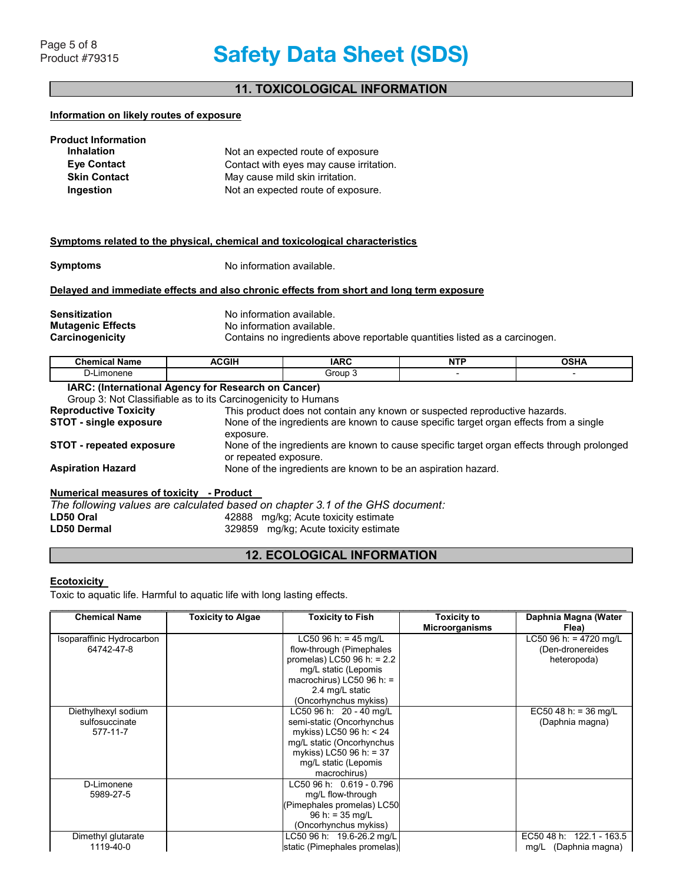## 11. TOXICOLOGICAL INFORMATION

**Information on likely routes of exposure**

**Product Information**

| | |
|---|---|
| **Inhalation** | Not an expected route of exposure |
| **Eye Contact** | Contact with eyes may cause irritation. |
| **Skin Contact** | May cause mild skin irritation. |
| **Ingestion** | Not an expected route of exposure. |

**Symptoms related to the physical, chemical and toxicological characteristics**

**Symptoms** No information available.

**Delayed and immediate effects and also chronic effects from short and long term exposure**

| | |
|---|---|
| **Sensitization** | No information available. |
| **Mutagenic Effects** | No information available. |
| **Carcinogenicity** | Contains no ingredients above reportable quantities listed as a carcinogen. |

| Chemical Name | ACGIH | IARC | NTP | OSHA |
|---|---|---|---|---|
| D-Limonene | | Group 3 | - | - |

**IARC: (International Agency for Research on Cancer)**
Group 3: Not Classifiable as to its Carcinogenicity to Humans

| | |
|---|---|
| **Reproductive Toxicity** | This product does not contain any known or suspected reproductive hazards. |
| **STOT - single exposure** | None of the ingredients are known to cause specific target organ effects from a single exposure. |
| **STOT - repeated exposure** | None of the ingredients are known to cause specific target organ effects through prolonged or repeated exposure. |
| **Aspiration Hazard** | None of the ingredients are known to be an aspiration hazard. |

**Numerical measures of toxicity - Product**

*The following values are calculated based on chapter 3.1 of the GHS document:*

| | |
|---|---|
| **LD50 Oral** | 42888 mg/kg; Acute toxicity estimate |
| **LD50 Dermal** | 329859 mg/kg; Acute toxicity estimate |

## 12. ECOLOGICAL INFORMATION

**Ecotoxicity**

Toxic to aquatic life. Harmful to aquatic life with long lasting effects.

| Chemical Name | Toxicity to Algae | Toxicity to Fish | Toxicity to Microorganisms | Daphnia Magna (Water Flea) |
|---|---|---|---|---|
| Isoparaffinic Hydrocarbon 64742-47-8 | | LC50 96 h: = 45 mg/L flow-through (Pimephales promelas) LC50 96 h: = 2.2 mg/L static (Lepomis macrochirus) LC50 96 h: = 2.4 mg/L static (Oncorhynchus mykiss) | | LC50 96 h: = 4720 mg/L (Den-dronereides heteropoda) |
| Diethylhexyl sodium sulfosuccinate 577-11-7 | | LC50 96 h: 20 - 40 mg/L semi-static (Oncorhynchus mykiss) LC50 96 h: < 24 mg/L static (Oncorhynchus mykiss) LC50 96 h: = 37 mg/L static (Lepomis macrochirus) | | EC50 48 h: = 36 mg/L (Daphnia magna) |
| D-Limonene 5989-27-5 | | LC50 96 h: 0.619 - 0.796 mg/L flow-through (Pimephales promelas) LC50 96 h: = 35 mg/L (Oncorhynchus mykiss) | | |
| Dimethyl glutarate 1119-40-0 | | LC50 96 h: 19.6-26.2 mg/L static (Pimephales promelas) | | EC50 48 h: 122.1 - 163.5 mg/L (Daphnia magna) |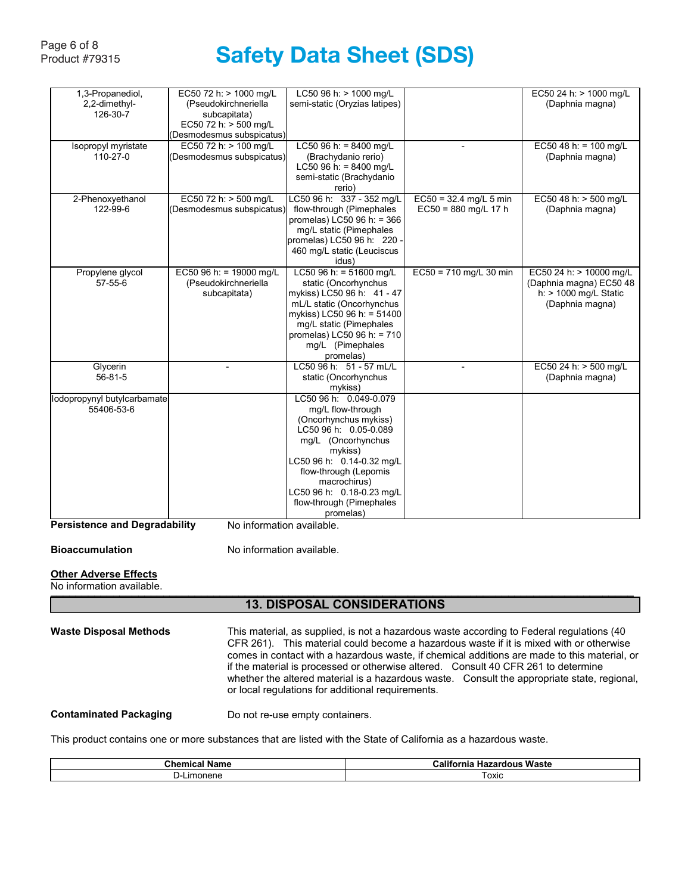| | | | | |
|---|---|---|---|---|
| 1,3-Propanediol, 2,2-dimethyl- 126-30-7 | EC50 72 h: > 1000 mg/L (Pseudokirchneriella subcapitata) EC50 72 h: > 500 mg/L (Desmodesmus subspicatus) | LC50 96 h: > 1000 mg/L semi-static (Oryzias latipes) | | EC50 24 h: > 1000 mg/L (Daphnia magna) |
| Isopropyl myristate 110-27-0 | EC50 72 h: > 100 mg/L (Desmodesmus subspicatus) | LC50 96 h: = 8400 mg/L (Brachydanio rerio) LC50 96 h: = 8400 mg/L semi-static (Brachydanio rerio) | - | EC50 48 h: = 100 mg/L (Daphnia magna) |
| 2-Phenoxyethanol 122-99-6 | EC50 72 h: > 500 mg/L (Desmodesmus subspicatus) | LC50 96 h: 337 - 352 mg/L flow-through (Pimephales promelas) LC50 96 h: = 366 mg/L static (Pimephales promelas) LC50 96 h: 220 - 460 mg/L static (Leuciscus idus) | EC50 = 32.4 mg/L 5 min EC50 = 880 mg/L 17 h | EC50 48 h: > 500 mg/L (Daphnia magna) |
| Propylene glycol 57-55-6 | EC50 96 h: = 19000 mg/L (Pseudokirchneriella subcapitata) | LC50 96 h: = 51600 mg/L static (Oncorhynchus mykiss) LC50 96 h: 41 - 47 mL/L static (Oncorhynchus mykiss) LC50 96 h: = 51400 mg/L static (Pimephales promelas) LC50 96 h: = 710 mg/L (Pimephales promelas) | EC50 = 710 mg/L 30 min | EC50 24 h: > 10000 mg/L (Daphnia magna) EC50 48 h: > 1000 mg/L Static (Daphnia magna) |
| Glycerin 56-81-5 | - | LC50 96 h: 51 - 57 mL/L static (Oncorhynchus mykiss) | - | EC50 24 h: > 500 mg/L (Daphnia magna) |
| Iodopropynyl butylcarbamate 55406-53-6 | | LC50 96 h: 0.049-0.079 mg/L flow-through (Oncorhynchus mykiss) LC50 96 h: 0.05-0.089 mg/L (Oncorhynchus mykiss) LC50 96 h: 0.14-0.32 mg/L flow-through (Lepomis macrochirus) LC50 96 h: 0.18-0.23 mg/L flow-through (Pimephales promelas) | | |

**Persistence and Degradability** No information available.

**Bioaccumulation** No information available.

**Other Adverse Effects**
No information available.

## 13. DISPOSAL CONSIDERATIONS

**Waste Disposal Methods** This material, as supplied, is not a hazardous waste according to Federal regulations (40 CFR 261). This material could become a hazardous waste if it is mixed with or otherwise comes in contact with a hazardous waste, if chemical additions are made to this material, or if the material is processed or otherwise altered. Consult 40 CFR 261 to determine whether the altered material is a hazardous waste. Consult the appropriate state, regional, or local regulations for additional requirements.

**Contaminated Packaging** Do not re-use empty containers.

This product contains one or more substances that are listed with the State of California as a hazardous waste.

| Chemical Name | California Hazardous Waste |
|---|---|
| D-Limonene | Toxic |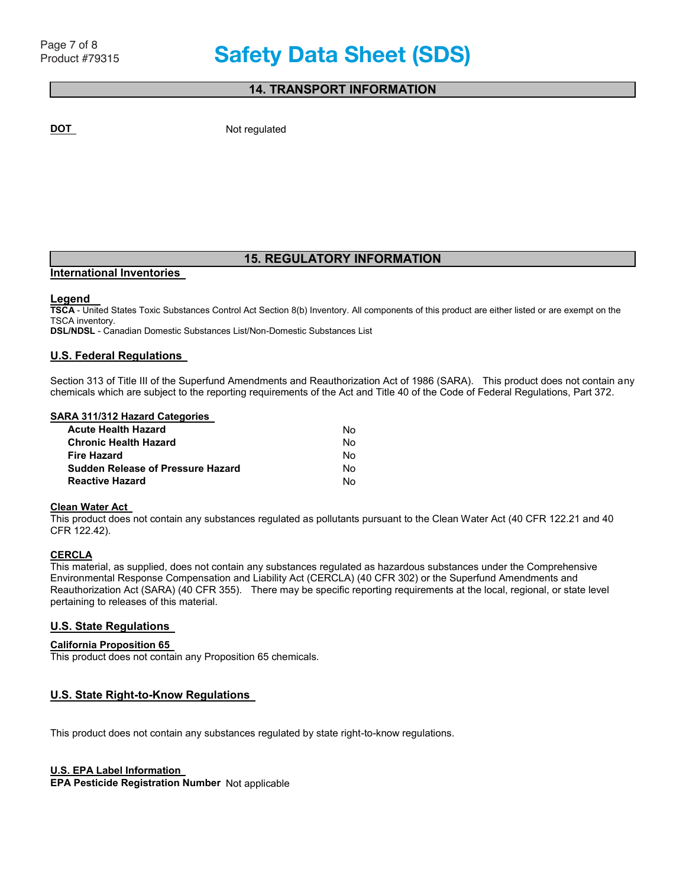## 14. TRANSPORT INFORMATION

**DOT** Not regulated

## 15. REGULATORY INFORMATION

### International Inventories

### Legend

**TSCA** - United States Toxic Substances Control Act Section 8(b) Inventory. All components of this product are either listed or are exempt on the TSCA inventory.
**DSL/NDSL** - Canadian Domestic Substances List/Non-Domestic Substances List

### U.S. Federal Regulations

Section 313 of Title III of the Superfund Amendments and Reauthorization Act of 1986 (SARA). This product does not contain any chemicals which are subject to the reporting requirements of the Act and Title 40 of the Code of Federal Regulations, Part 372.

#### SARA 311/312 Hazard Categories

| | |
|---|---|
| **Acute Health Hazard** | No |
| **Chronic Health Hazard** | No |
| **Fire Hazard** | No |
| **Sudden Release of Pressure Hazard** | No |
| **Reactive Hazard** | No |

#### Clean Water Act

This product does not contain any substances regulated as pollutants pursuant to the Clean Water Act (40 CFR 122.21 and 40 CFR 122.42).

#### CERCLA

This material, as supplied, does not contain any substances regulated as hazardous substances under the Comprehensive Environmental Response Compensation and Liability Act (CERCLA) (40 CFR 302) or the Superfund Amendments and Reauthorization Act (SARA) (40 CFR 355). There may be specific reporting requirements at the local, regional, or state level pertaining to releases of this material.

### U.S. State Regulations

#### California Proposition 65

This product does not contain any Proposition 65 chemicals.

### U.S. State Right-to-Know Regulations

This product does not contain any substances regulated by state right-to-know regulations.

#### U.S. EPA Label Information

**EPA Pesticide Registration Number** Not applicable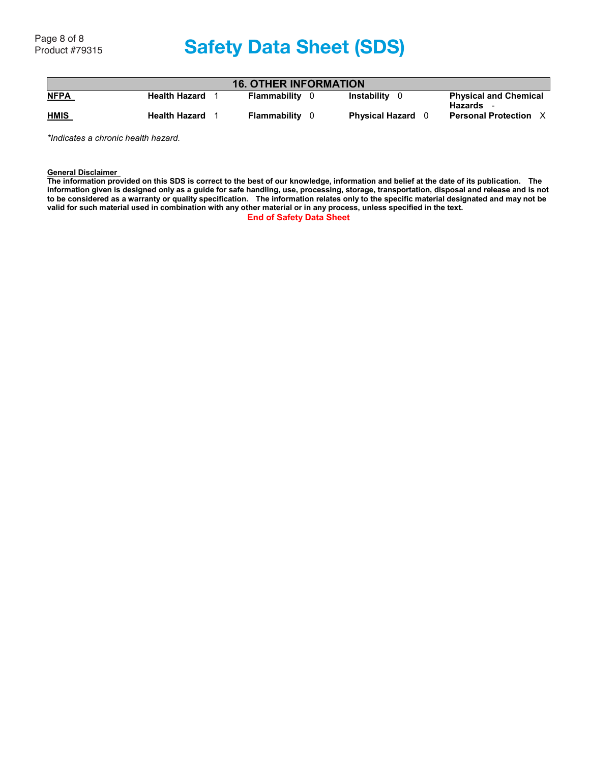## 16. OTHER INFORMATION

| | | | | |
|---|---|---|---|---|
| **NFPA** | **Health Hazard** 1 | **Flammability** 0 | **Instability** 0 | **Physical and Chemical Hazards** - |
| **HMIS** | **Health Hazard** 1 | **Flammability** 0 | **Physical Hazard** 0 | **Personal Protection** X |

*\*Indicates a chronic health hazard.*

**General Disclaimer**

**The information provided on this SDS is correct to the best of our knowledge, information and belief at the date of its publication. The information given is designed only as a guide for safe handling, use, processing, storage, transportation, disposal and release and is not to be considered as a warranty or quality specification. The information relates only to the specific material designated and may not be valid for such material used in combination with any other material or in any process, unless specified in the text.**

**End of Safety Data Sheet**